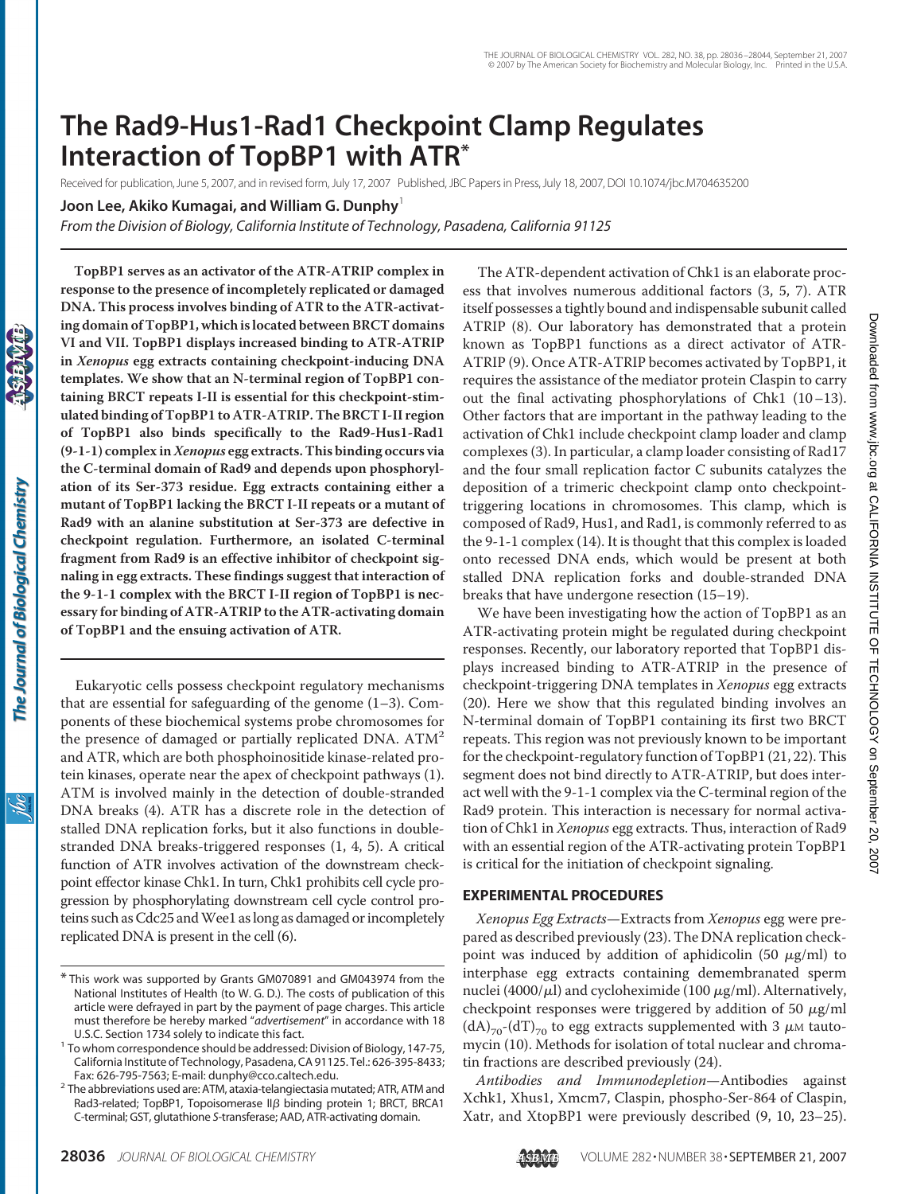# The Rad9-Hus1-Rad1 Checkpoint Clamp Regulates Interaction of TopBP1 with ATR*

Received for publication, June 5, 2007, and in revised form, July 17, 2007 Published, JBC Papers in Press, July 18, 2007, DOI 10.1074/jbc.M704635200

**Joon Lee, Akiko Kumagai, and William G. Dunphy**[1]

*From the Division of Biology, California Institute of Technology, Pasadena, California 91125*

**TopBP1 serves as an activator of the ATR-ATRIP complex in response to the presence of incompletely replicated or damaged DNA. This process involves binding of ATR to the ATR-activating domain of TopBP1, which is located between BRCT domains VI and VII. TopBP1 displays increased binding to ATR-ATRIP in *Xenopus* egg extracts containing checkpoint-inducing DNA templates. We show that an N-terminal region of TopBP1 containing BRCT repeats I-II is essential for this checkpoint-stimulated binding of TopBP1 to ATR-ATRIP. The BRCT I-II region of TopBP1 also binds specifically to the Rad9-Hus1-Rad1 (9-1-1) complex in *Xenopus* egg extracts. This binding occurs via the C-terminal domain of Rad9 and depends upon phosphorylation of its Ser-373 residue. Egg extracts containing either a mutant of TopBP1 lacking the BRCT I-II repeats or a mutant of Rad9 with an alanine substitution at Ser-373 are defective in checkpoint regulation. Furthermore, an isolated C-terminal fragment from Rad9 is an effective inhibitor of checkpoint signaling in egg extracts. These findings suggest that interaction of the 9-1-1 complex with the BRCT I-II region of TopBP1 is necessary for binding of ATR-ATRIP to the ATR-activating domain of TopBP1 and the ensuing activation of ATR.**

Eukaryotic cells possess checkpoint regulatory mechanisms that are essential for safeguarding of the genome (1–3). Components of these biochemical systems probe chromosomes for the presence of damaged or partially replicated DNA. ATM[2] and ATR, which are both phosphoinositide kinase-related protein kinases, operate near the apex of checkpoint pathways (1). ATM is involved mainly in the detection of double-stranded DNA breaks (4). ATR has a discrete role in the detection of stalled DNA replication forks, but it also functions in double-stranded DNA breaks-triggered responses (1, 4, 5). A critical function of ATR involves activation of the downstream checkpoint effector kinase Chk1. In turn, Chk1 prohibits cell cycle progression by phosphorylating downstream cell cycle control proteins such as Cdc25 and Wee1 as long as damaged or incompletely replicated DNA is present in the cell (6).

The ATR-dependent activation of Chk1 is an elaborate process that involves numerous additional factors (3, 5, 7). ATR itself possesses a tightly bound and indispensable subunit called ATRIP (8). Our laboratory has demonstrated that a protein known as TopBP1 functions as a direct activator of ATR-ATRIP (9). Once ATR-ATRIP becomes activated by TopBP1, it requires the assistance of the mediator protein Claspin to carry out the final activating phosphorylations of Chk1 (10–13). Other factors that are important in the pathway leading to the activation of Chk1 include checkpoint clamp loader and clamp complexes (3). In particular, a clamp loader consisting of Rad17 and the four small replication factor C subunits catalyzes the deposition of a trimeric checkpoint clamp onto checkpoint-triggering locations in chromosomes. This clamp, which is composed of Rad9, Hus1, and Rad1, is commonly referred to as the 9-1-1 complex (14). It is thought that this complex is loaded onto recessed DNA ends, which would be present at both stalled DNA replication forks and double-stranded DNA breaks that have undergone resection (15–19).

We have been investigating how the action of TopBP1 as an ATR-activating protein might be regulated during checkpoint responses. Recently, our laboratory reported that TopBP1 displays increased binding to ATR-ATRIP in the presence of checkpoint-triggering DNA templates in *Xenopus* egg extracts (20). Here we show that this regulated binding involves an N-terminal domain of TopBP1 containing its first two BRCT repeats. This region was not previously known to be important for the checkpoint-regulatory function of TopBP1 (21, 22). This segment does not bind directly to ATR-ATRIP, but does interact well with the 9-1-1 complex via the C-terminal region of the Rad9 protein. This interaction is necessary for normal activation of Chk1 in *Xenopus* egg extracts. Thus, interaction of Rad9 with an essential region of the ATR-activating protein TopBP1 is critical for the initiation of checkpoint signaling.

## EXPERIMENTAL PROCEDURES

*Xenopus Egg Extracts*—Extracts from *Xenopus* egg were prepared as described previously (23). The DNA replication checkpoint was induced by addition of aphidicolin (50 μg/ml) to interphase egg extracts containing demembranated sperm nuclei (4000/μl) and cycloheximide (100 μg/ml). Alternatively, checkpoint responses were triggered by addition of 50 μg/ml $(dA)_{70}$-$(dT)_{70}$ to egg extracts supplemented with 3 μM tautomycin (10). Methods for isolation of total nuclear and chromatin fractions are described previously (24).

*Antibodies and Immunodepletion*—Antibodies against Xchk1, Xhus1, Xmcm7, Claspin, phospho-Ser-864 of Claspin, Xatr, and XtopBP1 were previously described (9, 10, 23–25).

---

\* This work was supported by Grants GM070891 and GM043974 from the National Institutes of Health (to W. G. D.). The costs of publication of this article were defrayed in part by the payment of page charges. This article must therefore be hereby marked "*advertisement*" in accordance with 18 U.S.C. Section 1734 solely to indicate this fact.

[1] To whom correspondence should be addressed: Division of Biology, 147-75, California Institute of Technology, Pasadena, CA 91125. Tel.: 626-395-8433; Fax: 626-795-7563; E-mail: dunphy@cco.caltech.edu.

[2] The abbreviations used are: ATM, ataxia-telangiectasia mutated; ATR, ATM and Rad3-related; TopBP1, Topoisomerase IIβ binding protein 1; BRCT, BRCA1 C-terminal; GST, glutathione *S*-transferase; AAD, ATR-activating domain.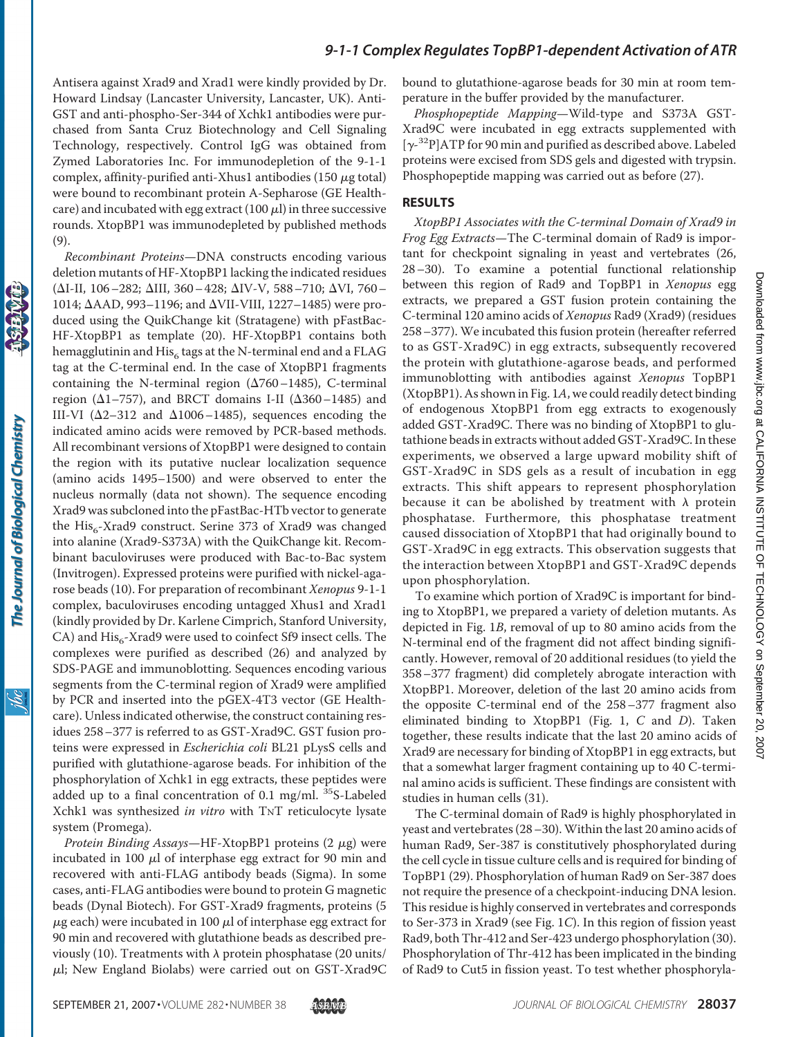Antisera against Xrad9 and Xrad1 were kindly provided by Dr. Howard Lindsay (Lancaster University, Lancaster, UK). Anti-GST and anti-phospho-Ser-344 of Xchk1 antibodies were purchased from Santa Cruz Biotechnology and Cell Signaling Technology, respectively. Control IgG was obtained from Zymed Laboratories Inc. For immunodepletion of the 9-1-1 complex, affinity-purified anti-Xhus1 antibodies (150 μg total) were bound to recombinant protein A-Sepharose (GE Healthcare) and incubated with egg extract (100 μl) in three successive rounds. XtopBP1 was immunodepleted by published methods (9).

*Recombinant Proteins*—DNA constructs encoding various deletion mutants of HF-XtopBP1 lacking the indicated residues (ΔI-II, 106–282; ΔIII, 360–428; ΔIV-V, 588–710; ΔVI, 760–1014; ΔAAD, 993–1196; and ΔVII-VIII, 1227–1485) were produced using the QuikChange kit (Stratagene) with pFastBac-HF-XtopBP1 as template (20). HF-XtopBP1 contains both hemagglutinin and $His_6$ tags at the N-terminal end and a FLAG tag at the C-terminal end. In the case of XtopBP1 fragments containing the N-terminal region (Δ760–1485), C-terminal region (Δ1–757), and BRCT domains I-II (Δ360–1485) and III-VI (Δ2–312 and Δ1006–1485), sequences encoding the indicated amino acids were removed by PCR-based methods. All recombinant versions of XtopBP1 were designed to contain the region with its putative nuclear localization sequence (amino acids 1495–1500) and were observed to enter the nucleus normally (data not shown). The sequence encoding Xrad9 was subcloned into the pFastBac-HTb vector to generate the $His_6$-Xrad9 construct. Serine 373 of Xrad9 was changed into alanine (Xrad9-S373A) with the QuikChange kit. Recombinant baculoviruses were produced with Bac-to-Bac system (Invitrogen). Expressed proteins were purified with nickel-agarose beads (10). For preparation of recombinant *Xenopus* 9-1-1 complex, baculoviruses encoding untagged Xhus1 and Xrad1 (kindly provided by Dr. Karlene Cimprich, Stanford University, CA) and $His_6$-Xrad9 were used to coinfect Sf9 insect cells. The complexes were purified as described (26) and analyzed by SDS-PAGE and immunoblotting. Sequences encoding various segments from the C-terminal region of Xrad9 were amplified by PCR and inserted into the pGEX-4T3 vector (GE Healthcare). Unless indicated otherwise, the construct containing residues 258–377 is referred to as GST-Xrad9C. GST fusion proteins were expressed in *Escherichia coli* BL21 pLysS cells and purified with glutathione-agarose beads. For inhibition of the phosphorylation of Xchk1 in egg extracts, these peptides were added up to a final concentration of 0.1 mg/ml. $^{35}S$-Labeled Xchk1 was synthesized *in vitro* with TNT reticulocyte lysate system (Promega).

*Protein Binding Assays*—HF-XtopBP1 proteins (2 μg) were incubated in 100 μl of interphase egg extract for 90 min and recovered with anti-FLAG antibody beads (Sigma). In some cases, anti-FLAG antibodies were bound to protein G magnetic beads (Dynal Biotech). For GST-Xrad9 fragments, proteins (5 μg each) were incubated in 100 μl of interphase egg extract for 90 min and recovered with glutathione beads as described previously (10). Treatments with λ protein phosphatase (20 units/μl; New England Biolabs) were carried out on GST-Xrad9C bound to glutathione-agarose beads for 30 min at room temperature in the buffer provided by the manufacturer.

*Phosphopeptide Mapping*—Wild-type and S373A GST-Xrad9C were incubated in egg extracts supplemented with [$\gamma$-$^{32}P$]ATP for 90 min and purified as described above. Labeled proteins were excised from SDS gels and digested with trypsin. Phosphopeptide mapping was carried out as before (27).

## RESULTS

*XtopBP1 Associates with the C-terminal Domain of Xrad9 in Frog Egg Extracts*—The C-terminal domain of Rad9 is important for checkpoint signaling in yeast and vertebrates (26, 28–30). To examine a potential functional relationship between this region of Rad9 and TopBP1 in *Xenopus* egg extracts, we prepared a GST fusion protein containing the C-terminal 120 amino acids of *Xenopus* Rad9 (Xrad9) (residues 258–377). We incubated this fusion protein (hereafter referred to as GST-Xrad9C) in egg extracts, subsequently recovered the protein with glutathione-agarose beads, and performed immunoblotting with antibodies against *Xenopus* TopBP1 (XtopBP1). As shown in Fig. 1*A*, we could readily detect binding of endogenous XtopBP1 from egg extracts to exogenously added GST-Xrad9C. There was no binding of XtopBP1 to glutathione beads in extracts without added GST-Xrad9C. In these experiments, we observed a large upward mobility shift of GST-Xrad9C in SDS gels as a result of incubation in egg extracts. This shift appears to represent phosphorylation because it can be abolished by treatment with λ protein phosphatase. Furthermore, this phosphatase treatment caused dissociation of XtopBP1 that had originally bound to GST-Xrad9C in egg extracts. This observation suggests that the interaction between XtopBP1 and GST-Xrad9C depends upon phosphorylation.

To examine which portion of Xrad9C is important for binding to XtopBP1, we prepared a variety of deletion mutants. As depicted in Fig. 1*B*, removal of up to 80 amino acids from the N-terminal end of the fragment did not affect binding significantly. However, removal of 20 additional residues (to yield the 358–377 fragment) did completely abrogate interaction with XtopBP1. Moreover, deletion of the last 20 amino acids from the opposite C-terminal end of the 258–377 fragment also eliminated binding to XtopBP1 (Fig. 1, *C* and *D*). Taken together, these results indicate that the last 20 amino acids of Xrad9 are necessary for binding of XtopBP1 in egg extracts, but that a somewhat larger fragment containing up to 40 C-terminal amino acids is sufficient. These findings are consistent with studies in human cells (31).

The C-terminal domain of Rad9 is highly phosphorylated in yeast and vertebrates (28–30). Within the last 20 amino acids of human Rad9, Ser-387 is constitutively phosphorylated during the cell cycle in tissue culture cells and is required for binding of TopBP1 (29). Phosphorylation of human Rad9 on Ser-387 does not require the presence of a checkpoint-inducing DNA lesion. This residue is highly conserved in vertebrates and corresponds to Ser-373 in Xrad9 (see Fig. 1*C*). In this region of fission yeast Rad9, both Thr-412 and Ser-423 undergo phosphorylation (30). Phosphorylation of Thr-412 has been implicated in the binding of Rad9 to Cut5 in fission yeast. To test whether phosphoryla-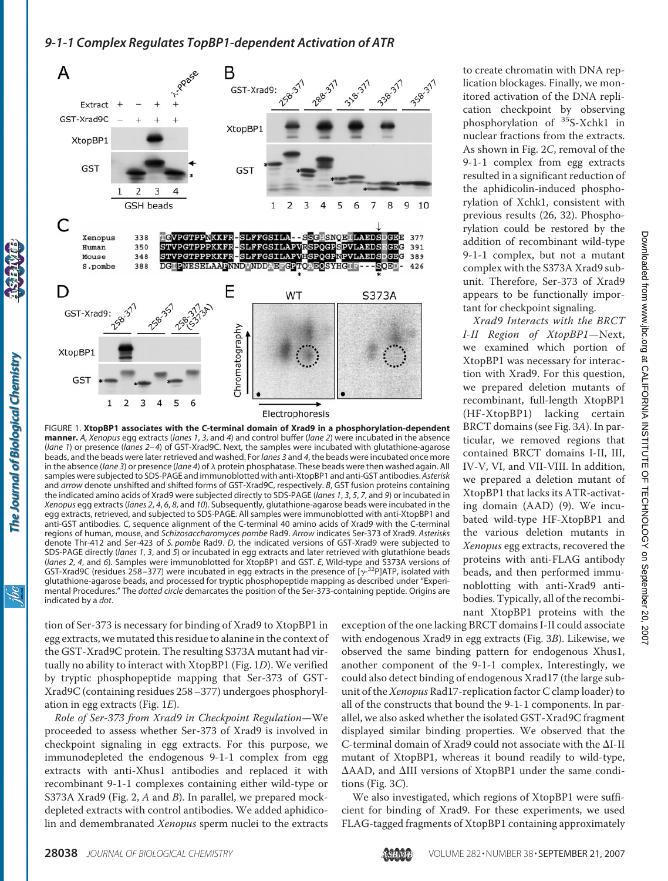FIGURE 1. **XtopBP1 associates with the C-terminal domain of Xrad9 in a phosphorylation-dependent manner.** *A*, *Xenopus* egg extracts (*lanes 1*, *3*, and *4*) and control buffer (*lane 2*) were incubated in the absence (*lane 1*) or presence (*lanes 2–4*) of GST-Xrad9C. Next, the samples were incubated with glutathione-agarose beads, and the beads were later retrieved and washed. For *lanes 3* and *4*, the beads were incubated once more in the absence (*lane 3*) or presence (*lane 4*) of λ protein phosphatase. These beads were then washed again. All samples were subjected to SDS-PAGE and immunoblotted with anti-XtopBP1 and anti-GST antibodies. *Asterisk* and *arrow* denote unshifted and shifted forms of GST-Xrad9C, respectively. *B*, GST fusion proteins containing the indicated amino acids of Xrad9 were subjected directly to SDS-PAGE (*lanes 1*, *3*, *5*, *7*, and *9*) or incubated in *Xenopus* egg extracts (*lanes 2*, *4*, *6*, *8*, and *10*). Subsequently, glutathione-agarose beads were incubated in the egg extracts, retrieved, and subjected to SDS-PAGE. All samples were immunoblotted with anti-XtopBP1 and anti-GST antibodies. *C*, sequence alignment of the C-terminal 40 amino acids of Xrad9 with the C-terminal regions of human, mouse, and *Schizosaccharomyces pombe* Rad9. *Arrow* indicates Ser-373 of Xrad9. *Asterisks* denote Thr-412 and Ser-423 of *S. pombe* Rad9. *D*, the indicated versions of GST-Xrad9 were subjected to SDS-PAGE directly (*lanes 1*, *3*, and *5*) or incubated in egg extracts and later retrieved with glutathione beads (*lanes 2*, *4*, and *6*). Samples were immunoblotted for XtopBP1 and GST. *E*, Wild-type and S373A versions of GST-Xrad9C (residues 258–377) were incubated in egg extracts in the presence of [$\gamma$-$^{32}$P]ATP, isolated with glutathione-agarose beads, and processed for tryptic phosphopeptide mapping as described under "Experimental Procedures." The *dotted circle* demarcates the position of the Ser-373-containing peptide. Origins are indicated by a *dot*.

tion of Ser-373 is necessary for binding of Xrad9 to XtopBP1 in egg extracts, we mutated this residue to alanine in the context of the GST-Xrad9C protein. The resulting S373A mutant had virtually no ability to interact with XtopBP1 (Fig. 1*D*). We verified by tryptic phosphopeptide mapping that Ser-373 of GST-Xrad9C (containing residues 258–377) undergoes phosphorylation in egg extracts (Fig. 1*E*).

*Role of Ser-373 from Xrad9 in Checkpoint Regulation*—We proceeded to assess whether Ser-373 of Xrad9 is involved in checkpoint signaling in egg extracts. For this purpose, we immunodepleted the endogenous 9-1-1 complex from egg extracts with anti-Xhus1 antibodies and replaced it with recombinant 9-1-1 complexes containing either wild-type or S373A Xrad9 (Fig. 2, *A* and *B*). In parallel, we prepared mock-depleted extracts with control antibodies. We added aphidicolin and demembranated *Xenopus* sperm nuclei to the extracts to create chromatin with DNA replication blockages. Finally, we monitored activation of the DNA replication checkpoint by observing phosphorylation of $^{35}$S-Xchk1 in nuclear fractions from the extracts. As shown in Fig. 2*C*, removal of the 9-1-1 complex from egg extracts resulted in a significant reduction of the aphidicolin-induced phosphorylation of Xchk1, consistent with previous results (26, 32). Phosphorylation could be restored by the addition of recombinant wild-type 9-1-1 complex, but not a mutant complex with the S373A Xrad9 subunit. Therefore, Ser-373 of Xrad9 appears to be functionally important for checkpoint signaling.

*Xrad9 Interacts with the BRCT I-II Region of XtopBP1*—Next, we examined which portion of XtopBP1 was necessary for interaction with Xrad9. For this question, we prepared deletion mutants of recombinant, full-length XtopBP1 (HF-XtopBP1) lacking certain BRCT domains (see Fig. 3*A*). In particular, we removed regions that contained BRCT domains I-II, III, IV-V, VI, and VII-VIII. In addition, we prepared a deletion mutant of XtopBP1 that lacks its ATR-activating domain (AAD) (9). We incubated wild-type HF-XtopBP1 and the various deletion mutants in *Xenopus* egg extracts, recovered the proteins with anti-FLAG antibody beads, and then performed immunoblotting with anti-Xrad9 antibodies. Typically, all of the recombinant XtopBP1 proteins with the exception of the one lacking BRCT domains I-II could associate with endogenous Xrad9 in egg extracts (Fig. 3*B*). Likewise, we observed the same binding pattern for endogenous Xhus1, another component of the 9-1-1 complex. Interestingly, we could also detect binding of endogenous Xrad17 (the large subunit of the *Xenopus* Rad17-replication factor C clamp loader) to all of the constructs that bound the 9-1-1 components. In parallel, we also asked whether the isolated GST-Xrad9C fragment displayed similar binding properties. We observed that the C-terminal domain of Xrad9 could not associate with the ΔI-II mutant of XtopBP1, whereas it bound readily to wild-type, ΔAAD, and ΔIII versions of XtopBP1 under the same conditions (Fig. 3*C*).

We also investigated, which regions of XtopBP1 were sufficient for binding of Xrad9. For these experiments, we used FLAG-tagged fragments of XtopBP1 containing approximately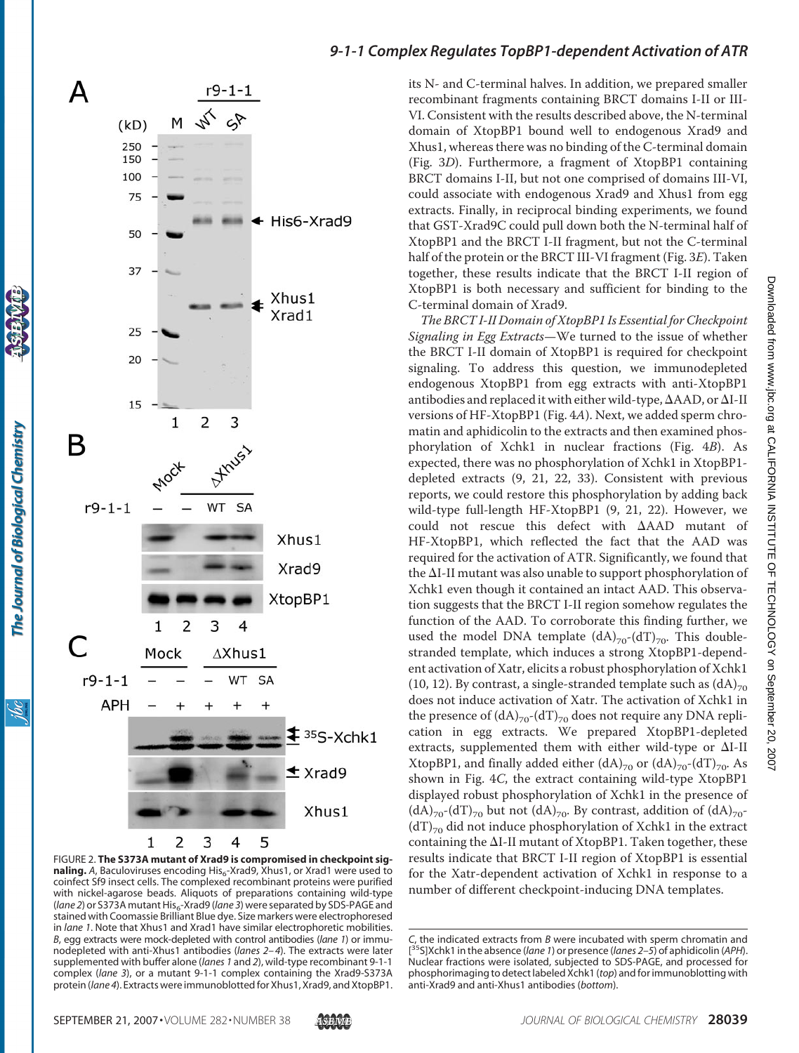its N- and C-terminal halves. In addition, we prepared smaller recombinant fragments containing BRCT domains I-II or III-VI. Consistent with the results described above, the N-terminal domain of XtopBP1 bound well to endogenous Xrad9 and Xhus1, whereas there was no binding of the C-terminal domain (Fig. 3*D*). Furthermore, a fragment of XtopBP1 containing BRCT domains I-II, but not one comprised of domains III-VI, could associate with endogenous Xrad9 and Xhus1 from egg extracts. Finally, in reciprocal binding experiments, we found that GST-Xrad9C could pull down both the N-terminal half of XtopBP1 and the BRCT I-II fragment, but not the C-terminal half of the protein or the BRCT III-VI fragment (Fig. 3*E*). Taken together, these results indicate that the BRCT I-II region of XtopBP1 is both necessary and sufficient for binding to the C-terminal domain of Xrad9.

*The BRCT I-II Domain of XtopBP1 Is Essential for Checkpoint Signaling in Egg Extracts*—We turned to the issue of whether the BRCT I-II domain of XtopBP1 is required for checkpoint signaling. To address this question, we immunodepleted endogenous XtopBP1 from egg extracts with anti-XtopBP1 antibodies and replaced it with either wild-type, ΔAAD, or ΔI-II versions of HF-XtopBP1 (Fig. 4*A*). Next, we added sperm chromatin and aphidicolin to the extracts and then examined phosphorylation of Xchk1 in nuclear fractions (Fig. 4*B*). As expected, there was no phosphorylation of Xchk1 in XtopBP1-depleted extracts (9, 21, 22, 33). Consistent with previous reports, we could restore this phosphorylation by adding back wild-type full-length HF-XtopBP1 (9, 21, 22). However, we could not rescue this defect with ΔAAD mutant of HF-XtopBP1, which reflected the fact that the AAD was required for the activation of ATR. Significantly, we found that the ΔI-II mutant was also unable to support phosphorylation of Xchk1 even though it contained an intact AAD. This observation suggests that the BRCT I-II region somehow regulates the function of the AAD. To corroborate this finding further, we used the model DNA template $(dA)_{70}$-$(dT)_{70}$. This double-stranded template, which induces a strong XtopBP1-dependent activation of Xatr, elicits a robust phosphorylation of Xchk1 (10, 12). By contrast, a single-stranded template such as $(dA)_{70}$ does not induce activation of Xatr. The activation of Xchk1 in the presence of $(dA)_{70}$-$(dT)_{70}$ does not require any DNA replication in egg extracts. We prepared XtopBP1-depleted extracts, supplemented them with either wild-type or ΔI-II XtopBP1, and finally added either $(dA)_{70}$ or $(dA)_{70}$-$(dT)_{70}$. As shown in Fig. 4*C*, the extract containing wild-type XtopBP1 displayed robust phosphorylation of Xchk1 in the presence of $(dA)_{70}$-$(dT)_{70}$ but not $(dA)_{70}$. By contrast, addition of $(dA)_{70}$-$(dT)_{70}$ did not induce phosphorylation of Xchk1 in the extract containing the ΔI-II mutant of XtopBP1. Taken together, these results indicate that BRCT I-II region of XtopBP1 is essential for the Xatr-dependent activation of Xchk1 in response to a number of different checkpoint-inducing DNA templates.

FIGURE 2. **The S373A mutant of Xrad9 is compromised in checkpoint signaling.** *A*, Baculoviruses encoding $His_6$-Xrad9, Xhus1, or Xrad1 were used to coinfect Sf9 insect cells. The complexed recombinant proteins were purified with nickel-agarose beads. Aliquots of preparations containing wild-type (*lane 2*) or S373A mutant $His_6$-Xrad9 (*lane 3*) were separated by SDS-PAGE and stained with Coomassie Brilliant Blue dye. Size markers were electrophoresed in *lane 1*. Note that Xhus1 and Xrad1 have similar electrophoretic mobilities. *B*, egg extracts were mock-depleted with control antibodies (*lane 1*) or immunodepleted with anti-Xhus1 antibodies (*lanes 2–4*). The extracts were later supplemented with buffer alone (*lanes 1* and *2*), wild-type recombinant 9-1-1 complex (*lane 3*), or a mutant 9-1-1 complex containing the Xrad9-S373A protein (*lane 4*). Extracts were immunoblotted for Xhus1, Xrad9, and XtopBP1. *C*, the indicated extracts from *B* were incubated with sperm chromatin and [35S]Xchk1 in the absence (*lane 1*) or presence (*lanes 2–5*) of aphidicolin (*APH*). Nuclear fractions were isolated, subjected to SDS-PAGE, and processed for phosphorimaging to detect labeled Xchk1 (*top*) and for immunoblotting with anti-Xrad9 and anti-Xhus1 antibodies (*bottom*).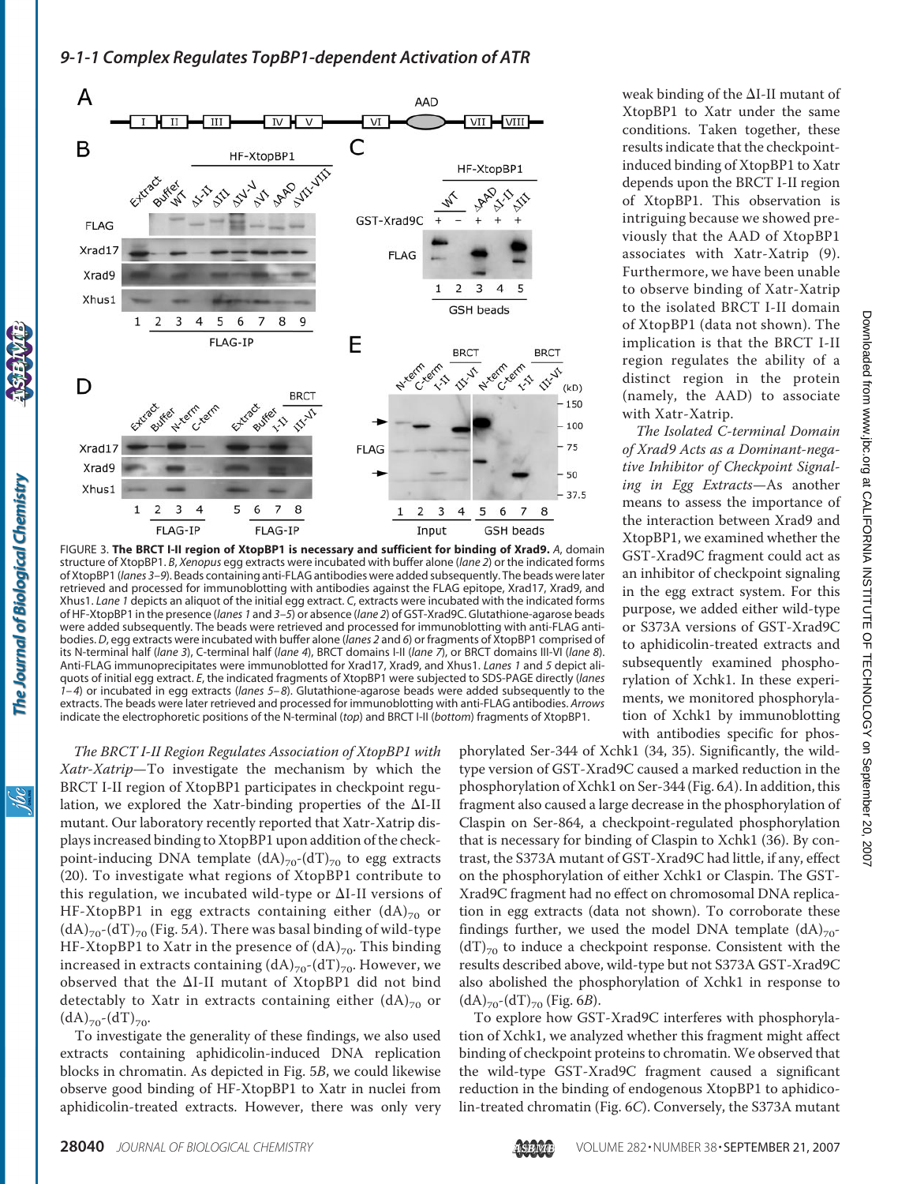FIGURE 3. **The BRCT I-II region of XtopBP1 is necessary and sufficient for binding of Xrad9.** *A*, domain structure of XtopBP1. *B*, *Xenopus* egg extracts were incubated with buffer alone (*lane 2*) or the indicated forms of XtopBP1 (*lanes 3–9*). Beads containing anti-FLAG antibodies were added subsequently. The beads were later retrieved and processed for immunoblotting with antibodies against the FLAG epitope, Xrad17, Xrad9, and Xhus1. *Lane 1* depicts an aliquot of the initial egg extract. *C*, extracts were incubated with the indicated forms of HF-XtopBP1 in the presence (*lanes 1* and *3–5*) or absence (*lane 2*) of GST-Xrad9C. Glutathione-agarose beads were added subsequently. The beads were retrieved and processed for immunoblotting with anti-FLAG antibodies. *D*, egg extracts were incubated with buffer alone (*lanes 2* and *6*) or fragments of XtopBP1 comprised of its N-terminal half (*lane 3*), C-terminal half (*lane 4*), BRCT domains I-II (*lane 7*), or BRCT domains III-VI (*lane 8*). Anti-FLAG immunoprecipitates were immunoblotted for Xrad17, Xrad9, and Xhus1. *Lanes 1* and *5* depict aliquots of initial egg extract. *E*, the indicated fragments of XtopBP1 were subjected to SDS-PAGE directly (*lanes 1–4*) or incubated in egg extracts (*lanes 5–8*). Glutathione-agarose beads were added subsequently to the extracts. The beads were later retrieved and processed for immunoblotting with anti-FLAG antibodies. *Arrows* indicate the electrophoretic positions of the N-terminal (*top*) and BRCT I-II (*bottom*) fragments of XtopBP1.

*The BRCT I-II Region Regulates Association of XtopBP1 with Xatr-Xatrip*—To investigate the mechanism by which the BRCT I-II region of XtopBP1 participates in checkpoint regulation, we explored the Xatr-binding properties of the ΔI-II mutant. Our laboratory recently reported that Xatr-Xatrip displays increased binding to XtopBP1 upon addition of the checkpoint-inducing DNA template $(dA)_{70}$-$(dT)_{70}$ to egg extracts (20). To investigate what regions of XtopBP1 contribute to this regulation, we incubated wild-type or ΔI-II versions of HF-XtopBP1 in egg extracts containing either $(dA)_{70}$ or $(dA)_{70}$-$(dT)_{70}$ (Fig. 5*A*). There was basal binding of wild-type HF-XtopBP1 to Xatr in the presence of $(dA)_{70}$. This binding increased in extracts containing $(dA)_{70}$-$(dT)_{70}$. However, we observed that the ΔI-II mutant of XtopBP1 did not bind detectably to Xatr in extracts containing either $(dA)_{70}$ or $(dA)_{70}$-$(dT)_{70}$.

To investigate the generality of these findings, we also used extracts containing aphidicolin-induced DNA replication blocks in chromatin. As depicted in Fig. 5*B*, we could likewise observe good binding of HF-XtopBP1 to Xatr in nuclei from aphidicolin-treated extracts. However, there was only very weak binding of the ΔI-II mutant of XtopBP1 to Xatr under the same conditions. Taken together, these results indicate that the checkpoint-induced binding of XtopBP1 to Xatr depends upon the BRCT I-II region of XtopBP1. This observation is intriguing because we showed previously that the AAD of XtopBP1 associates with Xatr-Xatrip (9). Furthermore, we have been unable to observe binding of Xatr-Xatrip to the isolated BRCT I-II domain of XtopBP1 (data not shown). The implication is that the BRCT I-II region regulates the ability of a distinct region in the protein (namely, the AAD) to associate with Xatr-Xatrip.

*The Isolated C-terminal Domain of Xrad9 Acts as a Dominant-negative Inhibitor of Checkpoint Signaling in Egg Extracts*—As another means to assess the importance of the interaction between Xrad9 and XtopBP1, we examined whether the GST-Xrad9C fragment could act as an inhibitor of checkpoint signaling in the egg extract system. For this purpose, we added either wild-type or S373A versions of GST-Xrad9C to aphidicolin-treated extracts and subsequently examined phosphorylation of Xchk1. In these experiments, we monitored phosphorylation of Xchk1 by immunoblotting with antibodies specific for phosphorylated Ser-344 of Xchk1 (34, 35). Significantly, the wild-type version of GST-Xrad9C caused a marked reduction in the phosphorylation of Xchk1 on Ser-344 (Fig. 6*A*). In addition, this fragment also caused a large decrease in the phosphorylation of Claspin on Ser-864, a checkpoint-regulated phosphorylation that is necessary for binding of Claspin to Xchk1 (36). By contrast, the S373A mutant of GST-Xrad9C had little, if any, effect on the phosphorylation of either Xchk1 or Claspin. The GST-Xrad9C fragment had no effect on chromosomal DNA replication in egg extracts (data not shown). To corroborate these findings further, we used the model DNA template $(dA)_{70}$-$(dT)_{70}$ to induce a checkpoint response. Consistent with the results described above, wild-type but not S373A GST-Xrad9C also abolished the phosphorylation of Xchk1 in response to $(dA)_{70}$-$(dT)_{70}$ (Fig. 6*B*).

To explore how GST-Xrad9C interferes with phosphorylation of Xchk1, we analyzed whether this fragment might affect binding of checkpoint proteins to chromatin. We observed that the wild-type GST-Xrad9C fragment caused a significant reduction in the binding of endogenous XtopBP1 to aphidicolin-treated chromatin (Fig. 6*C*). Conversely, the S373A mutant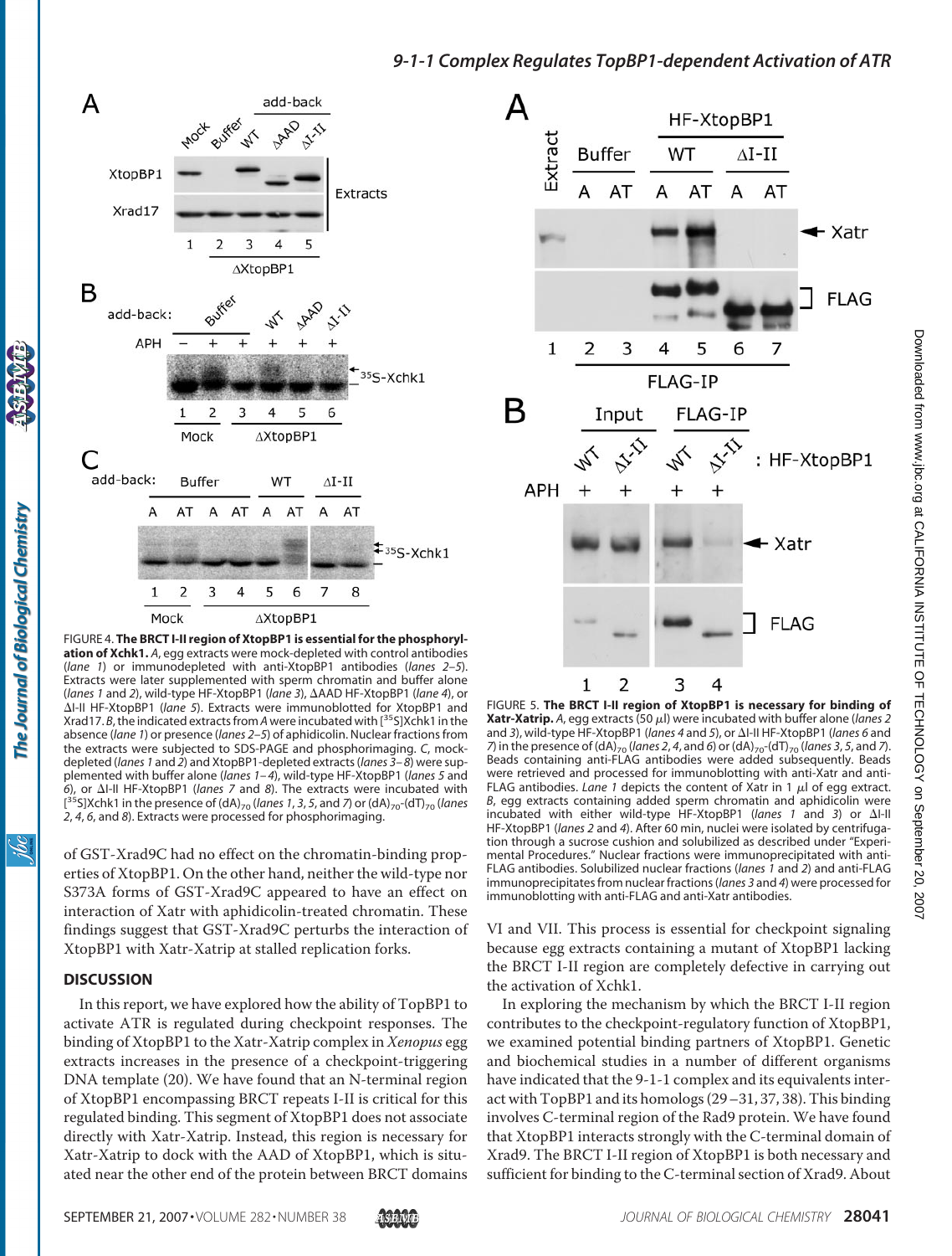FIGURE 4. **The BRCT I-II region of XtopBP1 is essential for the phosphorylation of Xchk1.** *A*, egg extracts were mock-depleted with control antibodies (*lane 1*) or immunodepleted with anti-XtopBP1 antibodies (*lanes 2–5*). Extracts were later supplemented with sperm chromatin and buffer alone (*lanes 1* and *2*), wild-type HF-XtopBP1 (*lane 3*), ΔAAD HF-XtopBP1 (*lane 4*), or ΔI-II HF-XtopBP1 (*lane 5*). Extracts were immunoblotted for XtopBP1 and Xrad17. *B*, the indicated extracts from *A* were incubated with [$^{35}$S]Xchk1 in the absence (*lane 1*) or presence (*lanes 2–5*) of aphidicolin. Nuclear fractions from the extracts were subjected to SDS-PAGE and phosphorimaging. *C*, mock-depleted (*lanes 1* and *2*) and XtopBP1-depleted extracts (*lanes 3–8*) were supplemented with buffer alone (*lanes 1–4*), wild-type HF-XtopBP1 (*lanes 5* and *6*), or ΔI-II HF-XtopBP1 (*lanes 7* and *8*). The extracts were incubated with [$^{35}$S]Xchk1 in the presence of $(dA)_{70}$ (*lanes 1, 3, 5,* and *7*) or $(dA)_{70}$-$(dT)_{70}$ (*lanes 2, 4, 6,* and *8*). Extracts were processed for phosphorimaging.

FIGURE 5. **The BRCT I-II region of XtopBP1 is necessary for binding of Xatr-Xatrip.** *A*, egg extracts (50 μl) were incubated with buffer alone (*lanes 2* and *3*), wild-type HF-XtopBP1 (*lanes 4* and *5*), or ΔI-II HF-XtopBP1 (*lanes 6* and *7*) in the presence of $(dA)_{70}$ (*lanes 2, 4,* and *6*) or $(dA)_{70}$-$(dT)_{70}$ (*lanes 3, 5,* and *7*). Beads containing anti-FLAG antibodies were added subsequently. Beads were retrieved and processed for immunoblotting with anti-Xatr and anti-FLAG antibodies. *Lane 1* depicts the content of Xatr in 1 μl of egg extract. *B*, egg extracts containing added sperm chromatin and aphidicolin were incubated with either wild-type HF-XtopBP1 (*lanes 1* and *3*) or ΔI-II HF-XtopBP1 (*lanes 2* and *4*). After 60 min, nuclei were isolated by centrifugation through a sucrose cushion and solubilized as described under "Experimental Procedures." Nuclear fractions were immunoprecipitated with anti-FLAG antibodies. Solubilized nuclear fractions (*lanes 1* and *2*) and anti-FLAG immunoprecipitates from nuclear fractions (*lanes 3* and *4*) were processed for immunoblotting with anti-FLAG and anti-Xatr antibodies.

of GST-Xrad9C had no effect on the chromatin-binding properties of XtopBP1. On the other hand, neither the wild-type nor S373A forms of GST-Xrad9C appeared to have an effect on interaction of Xatr with aphidicolin-treated chromatin. These findings suggest that GST-Xrad9C perturbs the interaction of XtopBP1 with Xatr-Xatrip at stalled replication forks.

## DISCUSSION

In this report, we have explored how the ability of TopBP1 to activate ATR is regulated during checkpoint responses. The binding of XtopBP1 to the Xatr-Xatrip complex in *Xenopus* egg extracts increases in the presence of a checkpoint-triggering DNA template (20). We have found that an N-terminal region of XtopBP1 encompassing BRCT repeats I-II is critical for this regulated binding. This segment of XtopBP1 does not associate directly with Xatr-Xatrip. Instead, this region is necessary for Xatr-Xatrip to dock with the AAD of XtopBP1, which is situated near the other end of the protein between BRCT domains VI and VII. This process is essential for checkpoint signaling because egg extracts containing a mutant of XtopBP1 lacking the BRCT I-II region are completely defective in carrying out the activation of Xchk1.

In exploring the mechanism by which the BRCT I-II region contributes to the checkpoint-regulatory function of XtopBP1, we examined potential binding partners of XtopBP1. Genetic and biochemical studies in a number of different organisms have indicated that the 9-1-1 complex and its equivalents interact with TopBP1 and its homologs (29–31, 37, 38). This binding involves C-terminal region of the Rad9 protein. We have found that XtopBP1 interacts strongly with the C-terminal domain of Xrad9. The BRCT I-II region of XtopBP1 is both necessary and sufficient for binding to the C-terminal section of Xrad9. About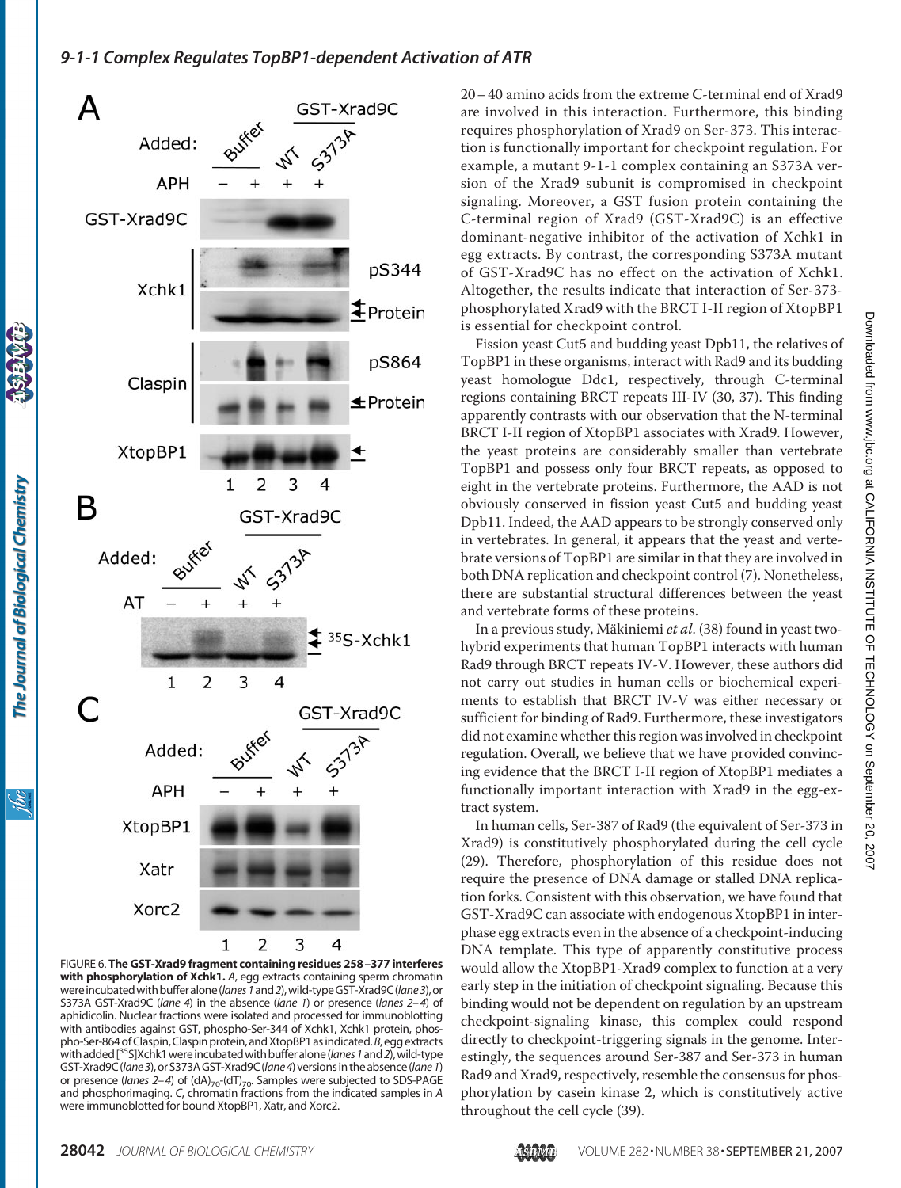FIGURE 6. **The GST-Xrad9 fragment containing residues 258–377 interferes with phosphorylation of Xchk1.** *A*, egg extracts containing sperm chromatin were incubated with buffer alone (*lanes 1* and *2*), wild-type GST-Xrad9C (*lane 3*), or S373A GST-Xrad9C (*lane 4*) in the absence (*lane 1*) or presence (*lanes 2–4*) of aphidicolin. Nuclear fractions were isolated and processed for immunoblotting with antibodies against GST, phospho-Ser-344 of Xchk1, Xchk1 protein, phospho-Ser-864 of Claspin, Claspin protein, and XtopBP1 as indicated. *B*, egg extracts with added [$^{35}$S]Xchk1 were incubated with buffer alone (*lanes 1* and *2*), wild-type GST-Xrad9C (*lane 3*), or S373A GST-Xrad9C (*lane 4*) versions in the absence (*lane 1*) or presence (*lanes 2–4*) of $(dA)_{70}$-$(dT)_{70}$. Samples were subjected to SDS-PAGE and phosphorimaging. *C*, chromatin fractions from the indicated samples in *A* were immunoblotted for bound XtopBP1, Xatr, and Xorc2.

20–40 amino acids from the extreme C-terminal end of Xrad9 are involved in this interaction. Furthermore, this binding requires phosphorylation of Xrad9 on Ser-373. This interaction is functionally important for checkpoint regulation. For example, a mutant 9-1-1 complex containing an S373A version of the Xrad9 subunit is compromised in checkpoint signaling. Moreover, a GST fusion protein containing the C-terminal region of Xrad9 (GST-Xrad9C) is an effective dominant-negative inhibitor of the activation of Xchk1 in egg extracts. By contrast, the corresponding S373A mutant of GST-Xrad9C has no effect on the activation of Xchk1. Altogether, the results indicate that interaction of Ser-373-phosphorylated Xrad9 with the BRCT I-II region of XtopBP1 is essential for checkpoint control.

Fission yeast Cut5 and budding yeast Dpb11, the relatives of TopBP1 in these organisms, interact with Rad9 and its budding yeast homologue Ddc1, respectively, through C-terminal regions containing BRCT repeats III-IV (30, 37). This finding apparently contrasts with our observation that the N-terminal BRCT I-II region of XtopBP1 associates with Xrad9. However, the yeast proteins are considerably smaller than vertebrate TopBP1 and possess only four BRCT repeats, as opposed to eight in the vertebrate proteins. Furthermore, the AAD is not obviously conserved in fission yeast Cut5 and budding yeast Dpb11. Indeed, the AAD appears to be strongly conserved only in vertebrates. In general, it appears that the yeast and vertebrate versions of TopBP1 are similar in that they are involved in both DNA replication and checkpoint control (7). Nonetheless, there are substantial structural differences between the yeast and vertebrate forms of these proteins.

In a previous study, Mäkiniemi *et al.* (38) found in yeast two-hybrid experiments that human TopBP1 interacts with human Rad9 through BRCT repeats IV-V. However, these authors did not carry out studies in human cells or biochemical experiments to establish that BRCT IV-V was either necessary or sufficient for binding of Rad9. Furthermore, these investigators did not examine whether this region was involved in checkpoint regulation. Overall, we believe that we have provided convincing evidence that the BRCT I-II region of XtopBP1 mediates a functionally important interaction with Xrad9 in the egg-extract system.

In human cells, Ser-387 of Rad9 (the equivalent of Ser-373 in Xrad9) is constitutively phosphorylated during the cell cycle (29). Therefore, phosphorylation of this residue does not require the presence of DNA damage or stalled DNA replication forks. Consistent with this observation, we have found that GST-Xrad9C can associate with endogenous XtopBP1 in interphase egg extracts even in the absence of a checkpoint-inducing DNA template. This type of apparently constitutive process would allow the XtopBP1-Xrad9 complex to function at a very early step in the initiation of checkpoint signaling. Because this binding would not be dependent on regulation by an upstream checkpoint-signaling kinase, this complex could respond directly to checkpoint-triggering signals in the genome. Interestingly, the sequences around Ser-387 and Ser-373 in human Rad9 and Xrad9, respectively, resemble the consensus for phosphorylation by casein kinase 2, which is constitutively active throughout the cell cycle (39).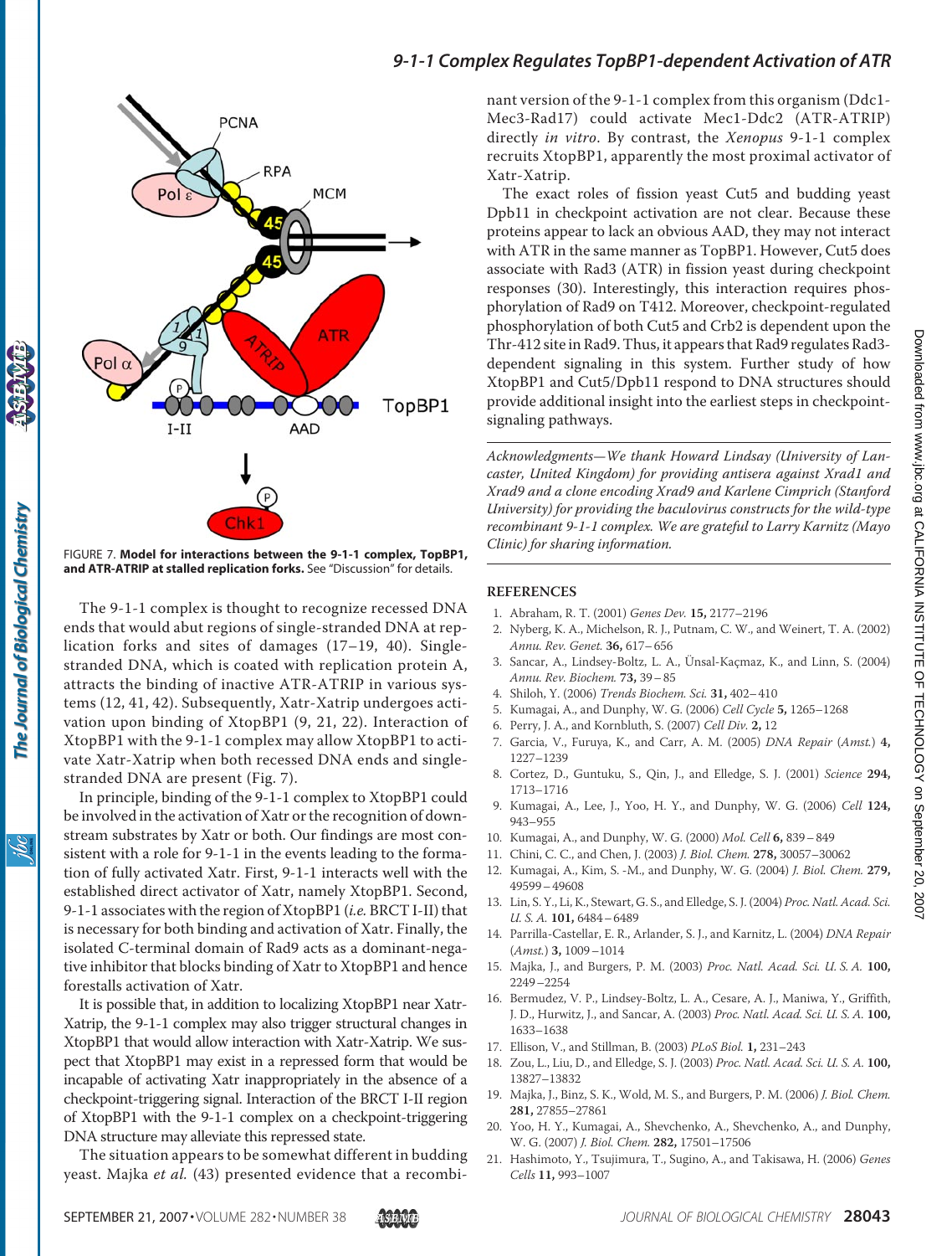FIGURE 7. **Model for interactions between the 9-1-1 complex, TopBP1, and ATR-ATRIP at stalled replication forks.** See "Discussion" for details.

The 9-1-1 complex is thought to recognize recessed DNA ends that would abut regions of single-stranded DNA at replication forks and sites of damages (17–19, 40). Single-stranded DNA, which is coated with replication protein A, attracts the binding of inactive ATR-ATRIP in various systems (12, 41, 42). Subsequently, Xatr-Xatrip undergoes activation upon binding of XtopBP1 (9, 21, 22). Interaction of XtopBP1 with the 9-1-1 complex may allow XtopBP1 to activate Xatr-Xatrip when both recessed DNA ends and single-stranded DNA are present (Fig. 7).

In principle, binding of the 9-1-1 complex to XtopBP1 could be involved in the activation of Xatr or the recognition of downstream substrates by Xatr or both. Our findings are most consistent with a role for 9-1-1 in the events leading to the formation of fully activated Xatr. First, 9-1-1 interacts well with the established direct activator of Xatr, namely XtopBP1. Second, 9-1-1 associates with the region of XtopBP1 (*i.e.* BRCT I-II) that is necessary for both binding and activation of Xatr. Finally, the isolated C-terminal domain of Rad9 acts as a dominant-negative inhibitor that blocks binding of Xatr to XtopBP1 and hence forestalls activation of Xatr.

It is possible that, in addition to localizing XtopBP1 near Xatr-Xatrip, the 9-1-1 complex may also trigger structural changes in XtopBP1 that would allow interaction with Xatr-Xatrip. We suspect that XtopBP1 may exist in a repressed form that would be incapable of activating Xatr inappropriately in the absence of a checkpoint-triggering signal. Interaction of the BRCT I-II region of XtopBP1 with the 9-1-1 complex on a checkpoint-triggering DNA structure may alleviate this repressed state.

The situation appears to be somewhat different in budding yeast. Majka *et al.* (43) presented evidence that a recombinant version of the 9-1-1 complex from this organism (Ddc1-Mec3-Rad17) could activate Mec1-Ddc2 (ATR-ATRIP) directly *in vitro*. By contrast, the *Xenopus* 9-1-1 complex recruits XtopBP1, apparently the most proximal activator of Xatr-Xatrip.

The exact roles of fission yeast Cut5 and budding yeast Dpb11 in checkpoint activation are not clear. Because these proteins appear to lack an obvious AAD, they may not interact with ATR in the same manner as TopBP1. However, Cut5 does associate with Rad3 (ATR) in fission yeast during checkpoint responses (30). Interestingly, this interaction requires phosphorylation of Rad9 on T412. Moreover, checkpoint-regulated phosphorylation of both Cut5 and Crb2 is dependent upon the Thr-412 site in Rad9. Thus, it appears that Rad9 regulates Rad3-dependent signaling in this system. Further study of how XtopBP1 and Cut5/Dpb11 respond to DNA structures should provide additional insight into the earliest steps in checkpoint-signaling pathways.

*Acknowledgments—We thank Howard Lindsay (University of Lancaster, United Kingdom) for providing antisera against Xrad1 and Xrad9 and a clone encoding Xrad9 and Karlene Cimprich (Stanford University) for providing the baculovirus constructs for the wild-type recombinant 9-1-1 complex. We are grateful to Larry Karnitz (Mayo Clinic) for sharing information.*

## REFERENCES

1. Abraham, R. T. (2001) *Genes Dev.* **15,** 2177–2196
2. Nyberg, K. A., Michelson, R. J., Putnam, C. W., and Weinert, T. A. (2002) *Annu. Rev. Genet.* **36,** 617–656
3. Sancar, A., Lindsey-Boltz, L. A., Ünsal-Kaçmaz, K., and Linn, S. (2004) *Annu. Rev. Biochem.* **73,** 39–85
4. Shiloh, Y. (2006) *Trends Biochem. Sci.* **31,** 402–410
5. Kumagai, A., and Dunphy, W. G. (2006) *Cell Cycle* **5,** 1265–1268
6. Perry, J. A., and Kornbluth, S. (2007) *Cell Div.* **2,** 12
7. Garcia, V., Furuya, K., and Carr, A. M. (2005) *DNA Repair* (*Amst.*) **4,** 1227–1239
8. Cortez, D., Guntuku, S., Qin, J., and Elledge, S. J. (2001) *Science* **294,** 1713–1716
9. Kumagai, A., Lee, J., Yoo, H. Y., and Dunphy, W. G. (2006) *Cell* **124,** 943–955
10. Kumagai, A., and Dunphy, W. G. (2000) *Mol. Cell* **6,** 839–849
11. Chini, C. C., and Chen, J. (2003) *J. Biol. Chem.* **278,** 30057–30062
12. Kumagai, A., Kim, S. -M., and Dunphy, W. G. (2004) *J. Biol. Chem.* **279,** 49599–49608
13. Lin, S. Y., Li, K., Stewart, G. S., and Elledge, S. J. (2004) *Proc. Natl. Acad. Sci. U. S. A.* **101,** 6484–6489
14. Parrilla-Castellar, E. R., Arlander, S. J., and Karnitz, L. (2004) *DNA Repair* (*Amst.*) **3,** 1009–1014
15. Majka, J., and Burgers, P. M. (2003) *Proc. Natl. Acad. Sci. U. S. A.* **100,** 2249–2254
16. Bermudez, V. P., Lindsey-Boltz, L. A., Cesare, A. J., Maniwa, Y., Griffith, J. D., Hurwitz, J., and Sancar, A. (2003) *Proc. Natl. Acad. Sci. U. S. A.* **100,** 1633–1638
17. Ellison, V., and Stillman, B. (2003) *PLoS Biol.* **1,** 231–243
18. Zou, L., Liu, D., and Elledge, S. J. (2003) *Proc. Natl. Acad. Sci. U. S. A.* **100,** 13827–13832
19. Majka, J., Binz, S. K., Wold, M. S., and Burgers, P. M. (2006) *J. Biol. Chem.* **281,** 27855–27861
20. Yoo, H. Y., Kumagai, A., Shevchenko, A., Shevchenko, A., and Dunphy, W. G. (2007) *J. Biol. Chem.* **282,** 17501–17506
21. Hashimoto, Y., Tsujimura, T., Sugino, A., and Takisawa, H. (2006) *Genes Cells* **11,** 993–1007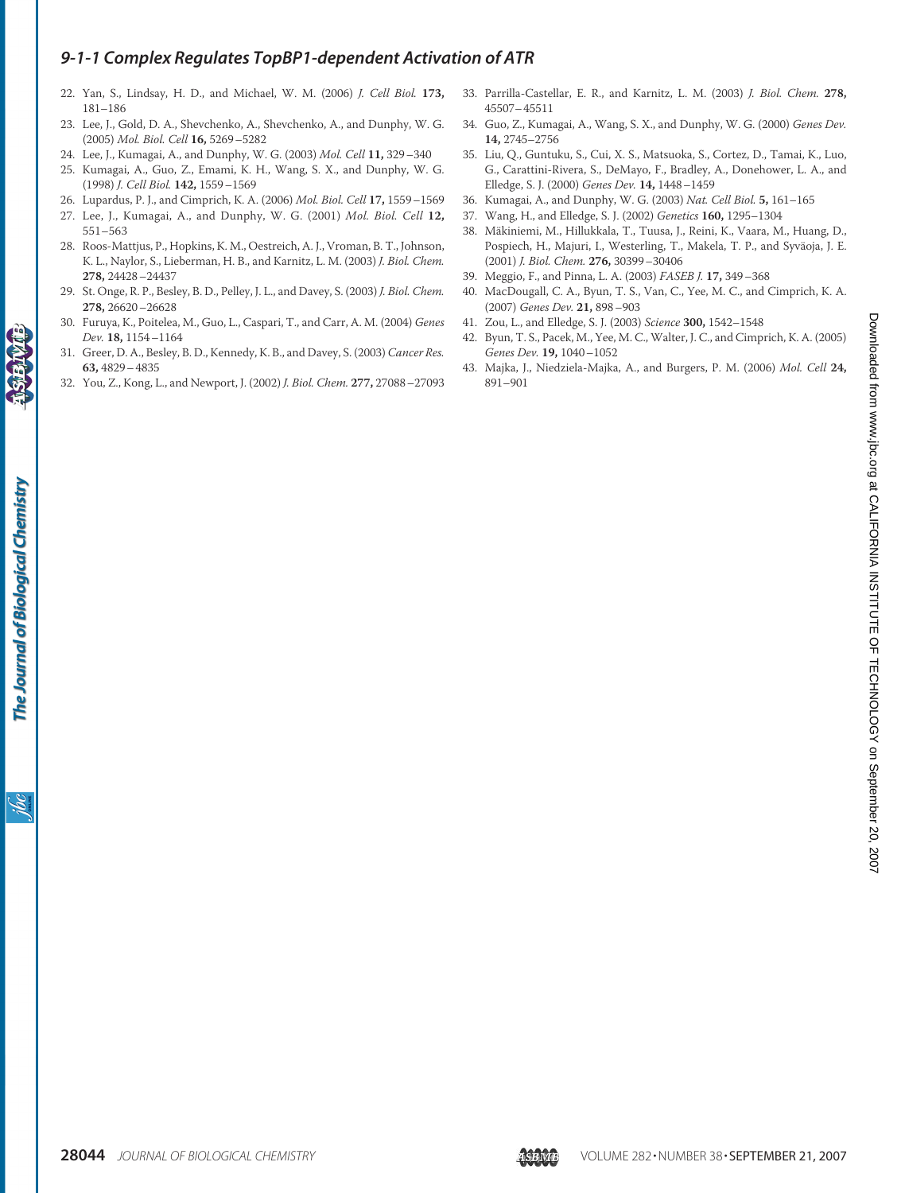22. Yan, S., Lindsay, H. D., and Michael, W. M. (2006) *J. Cell Biol.* **173,** 181–186
23. Lee, J., Gold, D. A., Shevchenko, A., Shevchenko, A., and Dunphy, W. G. (2005) *Mol. Biol. Cell* **16,** 5269–5282
24. Lee, J., Kumagai, A., and Dunphy, W. G. (2003) *Mol. Cell* **11,** 329–340
25. Kumagai, A., Guo, Z., Emami, K. H., Wang, S. X., and Dunphy, W. G. (1998) *J. Cell Biol.* **142,** 1559–1569
26. Lupardus, P. J., and Cimprich, K. A. (2006) *Mol. Biol. Cell* **17,** 1559–1569
27. Lee, J., Kumagai, A., and Dunphy, W. G. (2001) *Mol. Biol. Cell* **12,** 551–563
28. Roos-Mattjus, P., Hopkins, K. M., Oestreich, A. J., Vroman, B. T., Johnson, K. L., Naylor, S., Lieberman, H. B., and Karnitz, L. M. (2003) *J. Biol. Chem.* **278,** 24428–24437
29. St. Onge, R. P., Besley, B. D., Pelley, J. L., and Davey, S. (2003) *J. Biol. Chem.* **278,** 26620–26628
30. Furuya, K., Poitelea, M., Guo, L., Caspari, T., and Carr, A. M. (2004) *Genes Dev.* **18,** 1154–1164
31. Greer, D. A., Besley, B. D., Kennedy, K. B., and Davey, S. (2003) *Cancer Res.* **63,** 4829–4835
32. You, Z., Kong, L., and Newport, J. (2002) *J. Biol. Chem.* **277,** 27088–27093
33. Parrilla-Castellar, E. R., and Karnitz, L. M. (2003) *J. Biol. Chem.* **278,** 45507–45511
34. Guo, Z., Kumagai, A., Wang, S. X., and Dunphy, W. G. (2000) *Genes Dev.* **14,** 2745–2756
35. Liu, Q., Guntuku, S., Cui, X. S., Matsuoka, S., Cortez, D., Tamai, K., Luo, G., Carattini-Rivera, S., DeMayo, F., Bradley, A., Donehower, L. A., and Elledge, S. J. (2000) *Genes Dev.* **14,** 1448–1459
36. Kumagai, A., and Dunphy, W. G. (2003) *Nat. Cell Biol.* **5,** 161–165
37. Wang, H., and Elledge, S. J. (2002) *Genetics* **160,** 1295–1304
38. Mäkiniemi, M., Hillukkala, T., Tuusa, J., Reini, K., Vaara, M., Huang, D., Pospiech, H., Majuri, I., Westerling, T., Makela, T. P., and Syväoja, J. E. (2001) *J. Biol. Chem.* **276,** 30399–30406
39. Meggio, F., and Pinna, L. A. (2003) *FASEB J.* **17,** 349–368
40. MacDougall, C. A., Byun, T. S., Van, C., Yee, M. C., and Cimprich, K. A. (2007) *Genes Dev.* **21,** 898–903
41. Zou, L., and Elledge, S. J. (2003) *Science* **300,** 1542–1548
42. Byun, T. S., Pacek, M., Yee, M. C., Walter, J. C., and Cimprich, K. A. (2005) *Genes Dev.* **19,** 1040–1052
43. Majka, J., Niedziela-Majka, A., and Burgers, P. M. (2006) *Mol. Cell* **24,** 891–901